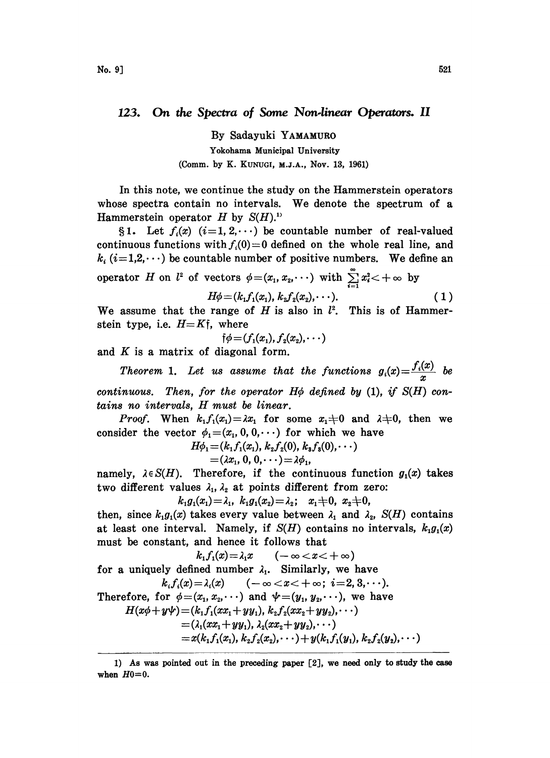# 123. On the Spectra of Some Non-linear Operators. II

By Sadayuki YAMAMURO

Yokohama Municipal University

(Comm. by K. KUNUGI, M.J.A., Nov. 13, 1961)

In this note, we continue the study on the Hammerstein operators whose spectra contain no intervals. We denote the spectrum of a Hammerstein operator $H$ by $S(H)$.[1)]

§1. Let $f_i(x)$ $(i=1, 2, \cdots)$ be countable number of real-valued continuous functions with $f_i(0)=0$ defined on the whole real line, and $k_i$ $(i=1,2,\cdots)$ be countable number of positive numbers. We define an operator $H$ on $l^2$ of vectors $\phi=(x_1, x_2, \cdots)$ with $\sum_{i=1}^{\infty} x_i^2 < +\infty$ by

$$H\phi=(k_1 f_1(x_1), k_2 f_2(x_2), \cdots). \tag{1}$$

We assume that the range of $H$ is also in $l^2$. This is of Hammerstein type, i.e. $H=K\mathfrak{f}$, where

$$\mathfrak{f}\phi=(f_1(x_1), f_2(x_2), \cdots)$$

and $K$ is a matrix of diagonal form.

*Theorem* 1. *Let us assume that the functions* $g_i(x)=\frac{f_i(x)}{x}$ *be continuous. Then, for the operator* $H\phi$ *defined by* (1), *if* $S(H)$ *contains no intervals,* $H$ *must be linear.*

*Proof.* When $k_1 f_1(x_1)=\lambda x_1$ for some $x_1 \neq 0$ and $\lambda \neq 0$, then we consider the vector $\phi_1=(x_1, 0, 0, \cdots)$ for which we have

$$\begin{aligned} H\phi_1 &= (k_1 f_1(x_1), k_2 f_2(0), k_3 f_3(0), \cdots) \\ &= (\lambda x_1, 0, 0, \cdots) = \lambda \phi_1, \end{aligned}$$

namely, $\lambda \in S(H)$. Therefore, if the continuous function $g_1(x)$ takes two different values $\lambda_1, \lambda_2$ at points different from zero:

$$k_1 g_1(x_1)=\lambda_1,\ k_1 g_1(x_2)=\lambda_2;\quad x_1 \neq 0,\ x_2 \neq 0,$$

then, since $k_1 g_1(x)$ takes every value between $\lambda_1$ and $\lambda_2$, $S(H)$ contains at least one interval. Namely, if $S(H)$ contains no intervals, $k_1 g_1(x)$ must be constant, and hence it follows that

$$k_1 f_1(x)=\lambda_1 x \qquad (-\infty < x < +\infty)$$

for a uniquely defined number $\lambda_1$. Similarly, we have

$$k_i f_i(x)=\lambda_i(x) \qquad (-\infty < x < +\infty;\ i=2, 3, \cdots).$$

Therefore, for $\phi=(x_1, x_2, \cdots)$ and $\psi=(y_1, y_2, \cdots)$, we have

$$\begin{aligned} H(x\phi+y\psi) &= (k_1 f_1(xx_1+yy_1), k_2 f_2(xx_2+yy_2), \cdots) \\ &= (\lambda_1(xx_1+yy_1), \lambda_2(xx_2+yy_2), \cdots) \\ &= x(k_1 f_1(x_1), k_2 f_2(x_2), \cdots)+y(k_1 f_1(y_1), k_2 f_2(y_2), \cdots) \end{aligned}$$

---

1) As was pointed out in the preceding paper [2], we need only to study the case when $H0=0$.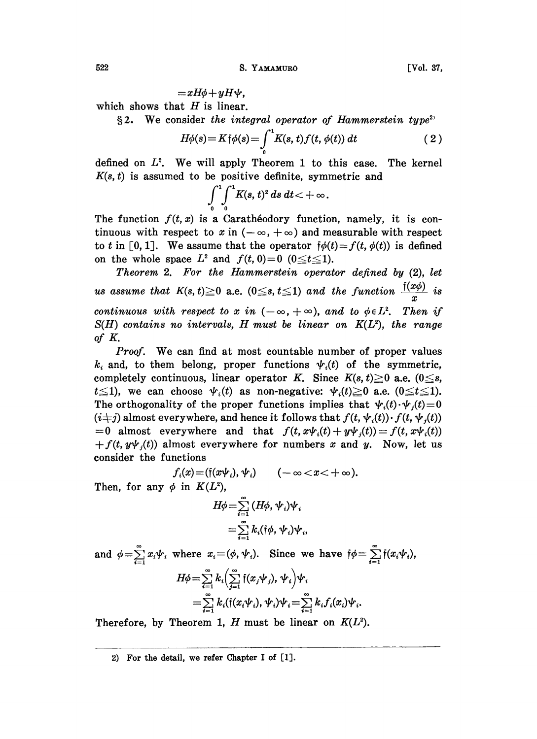$$= xH\phi + yH\psi,$$

which shows that $H$ is linear.

§2. We consider *the integral operator of Hammerstein type*[2]

$$H\phi(s) = K\mathfrak{f}\phi(s) = \int_0^1 K(s,t) f(t, \phi(t))\, dt \tag{2}$$

defined on $L^2$. We will apply Theorem 1 to this case. The kernel $K(s,t)$ is assumed to be positive definite, symmetric and

$$\int_0^1 \int_0^1 K(s,t)^2\, ds\, dt < +\infty.$$

The function $f(t,x)$ is a Carathéodory function, namely, it is continuous with respect to $x$ in $(-\infty, +\infty)$ and measurable with respect to $t$ in $[0,1]$. We assume that the operator $\mathfrak{f}\phi(t) = f(t, \phi(t))$ is defined on the whole space $L^2$ and $f(t,0)=0$ $(0 \leqq t \leqq 1)$.

*Theorem* 2. *For the Hammerstein operator defined by* (2), *let us assume that* $K(s,t) \geqq 0$ a.e. $(0 \leqq s, t \leqq 1)$ *and the function* $\frac{\mathfrak{f}(x\phi)}{x}$ *is continuous with respect to* $x$ *in* $(-\infty, +\infty)$, *and to* $\phi \in L^2$. *Then if* $S(H)$ *contains no intervals,* $H$ *must be linear on* $K(L^2)$, *the range of* $K$.

*Proof*. We can find at most countable number of proper values $k_i$ and, to them belong, proper functions $\psi_i(t)$ of the symmetric, completely continuous, linear operator $K$. Since $K(s,t) \geqq 0$ a.e. $(0 \leqq s, t \leqq 1)$, we can choose $\psi_i(t)$ as non-negative: $\psi_i(t) \geqq 0$ a.e. $(0 \leqq t \leqq 1)$. The orthogonality of the proper functions implies that $\psi_i(t) \cdot \psi_j(t) = 0$ $(i \neq j)$ almost everywhere, and hence it follows that $f(t, \psi_i(t)) \cdot f(t, \psi_j(t)) = 0$ almost everywhere and that $f(t, x\psi_i(t) + y\psi_j(t)) = f(t, x\psi_i(t)) + f(t, y\psi_j(t))$ almost everywhere for numbers $x$ and $y$. Now, let us consider the functions

$$f_i(x) = (\mathfrak{f}(x\psi_i), \psi_i) \qquad (-\infty < x < +\infty).$$

Then, for any $\phi$ in $K(L^2)$,

$$H\phi = \sum_{i=1}^{\infty} (H\phi, \psi_i)\psi_i$$
$$= \sum_{i=1}^{\infty} k_i (\mathfrak{f}\phi, \psi_i)\psi_i,$$

and $\phi = \sum_{i=1}^{\infty} x_i \psi_i$ where $x_i = (\phi, \psi_i)$. Since we have $\mathfrak{f}\phi = \sum_{i=1}^{\infty} \mathfrak{f}(x_i \psi_i)$,

$$H\phi = \sum_{i=1}^{\infty} k_i \Big( \sum_{j=1}^{\infty} \mathfrak{f}(x_j \psi_j), \psi_i \Big) \psi_i$$
$$= \sum_{i=1}^{\infty} k_i (\mathfrak{f}(x_i \psi_i), \psi_i)\psi_i = \sum_{i=1}^{\infty} k_i f_i(x_i) \psi_i.$$

Therefore, by Theorem 1, $H$ must be linear on $K(L^2)$.

---

2) For the detail, we refer Chapter I of [1].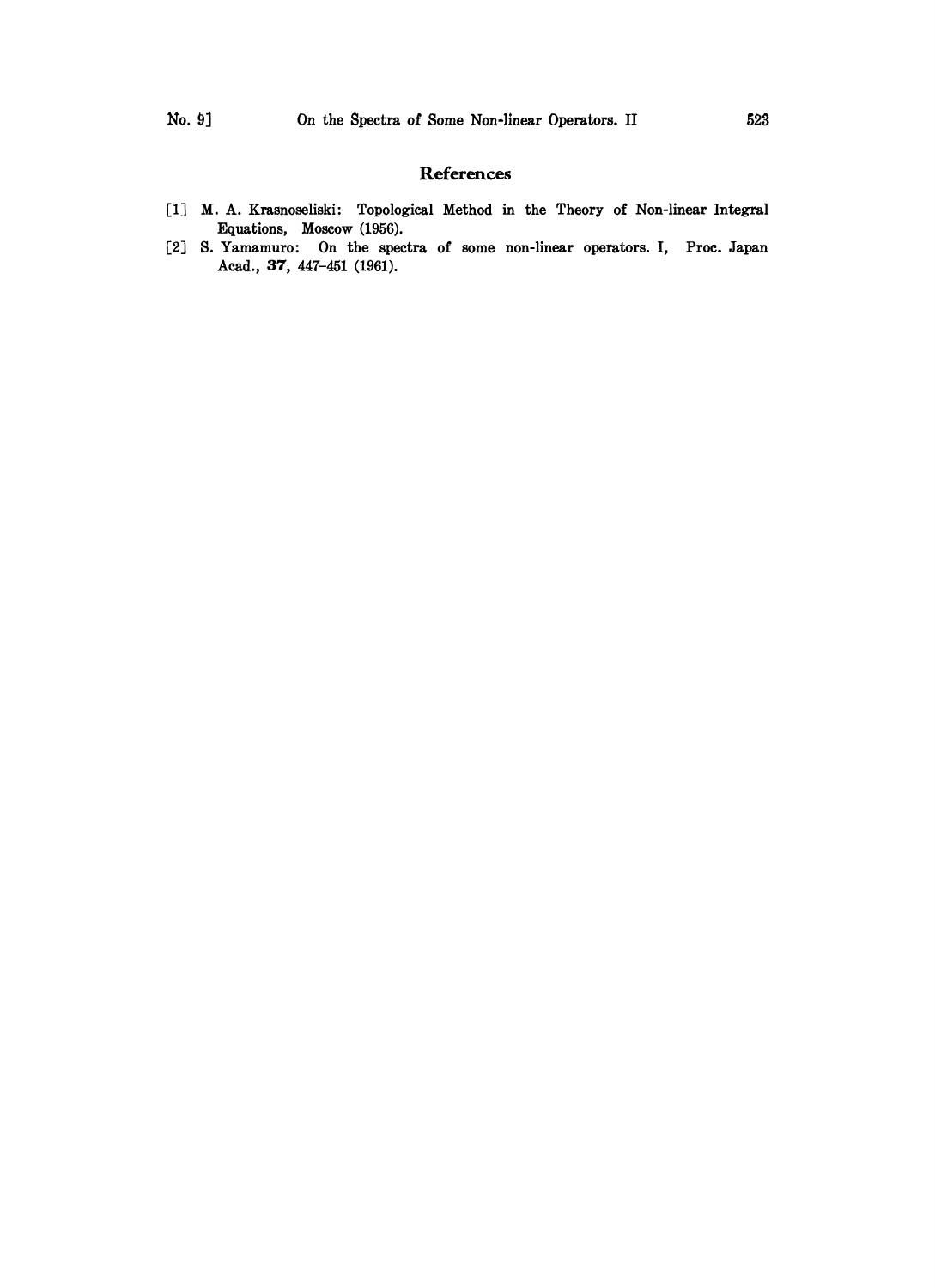## References

[1] M. A. Krasnoseliski: Topological Method in the Theory of Non-linear Integral Equations, Moscow (1956).

[2] S. Yamamuro: On the spectra of some non-linear operators. I, Proc. Japan Acad., **37**, 447–451 (1961).